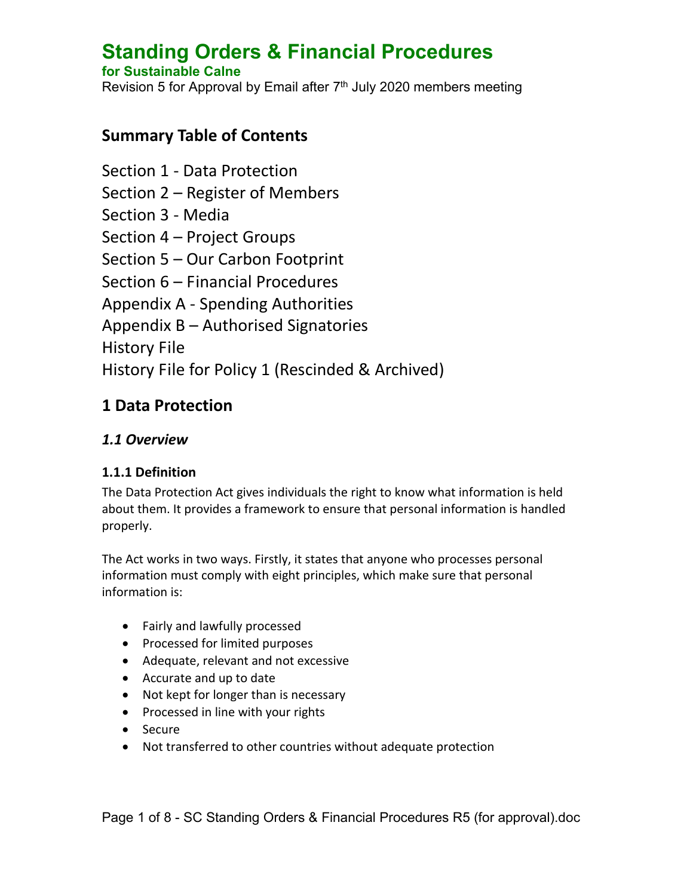# Standing Orders & Financial Procedures

**for Sustainable Calne**

Revision 5 for Approval by Email after 7th July 2020 members meeting

## Summary Table of Contents

Section 1 - Data Protection
Section 2 – Register of Members
Section 3 - Media
Section 4 – Project Groups
Section 5 – Our Carbon Footprint
Section 6 – Financial Procedures
Appendix A - Spending Authorities
Appendix B – Authorised Signatories
History File
History File for Policy 1 (Rescinded & Archived)

## 1 Data Protection

### *1.1 Overview*

#### 1.1.1 Definition

The Data Protection Act gives individuals the right to know what information is held about them. It provides a framework to ensure that personal information is handled properly.

The Act works in two ways. Firstly, it states that anyone who processes personal information must comply with eight principles, which make sure that personal information is:

- Fairly and lawfully processed
- Processed for limited purposes
- Adequate, relevant and not excessive
- Accurate and up to date
- Not kept for longer than is necessary
- Processed in line with your rights
- Secure
- Not transferred to other countries without adequate protection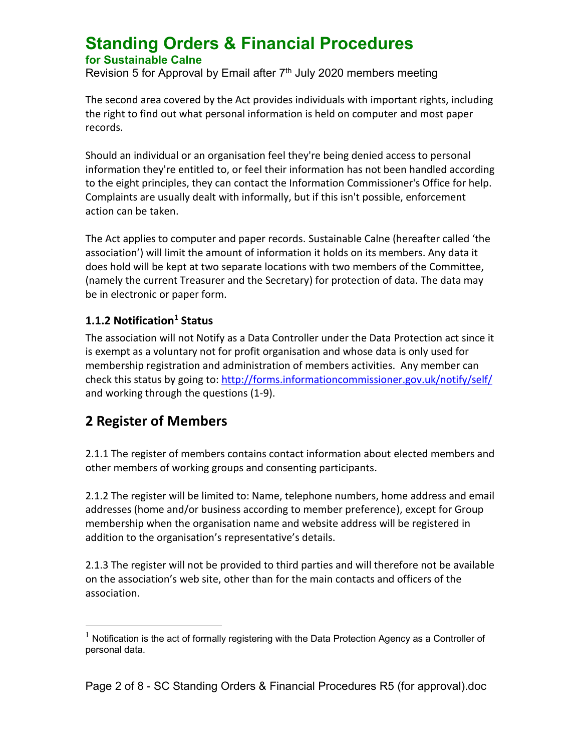The second area covered by the Act provides individuals with important rights, including the right to find out what personal information is held on computer and most paper records.

Should an individual or an organisation feel they're being denied access to personal information they're entitled to, or feel their information has not been handled according to the eight principles, they can contact the Information Commissioner's Office for help. Complaints are usually dealt with informally, but if this isn't possible, enforcement action can be taken.

The Act applies to computer and paper records. Sustainable Calne (hereafter called 'the association') will limit the amount of information it holds on its members. Any data it does hold will be kept at two separate locations with two members of the Committee, (namely the current Treasurer and the Secretary) for protection of data. The data may be in electronic or paper form.

### 1.1.2 Notification[1] Status

The association will not Notify as a Data Controller under the Data Protection act since it is exempt as a voluntary not for profit organisation and whose data is only used for membership registration and administration of members activities. Any member can check this status by going to: http://forms.informationcommissioner.gov.uk/notify/self/ and working through the questions (1-9).

## 2 Register of Members

2.1.1 The register of members contains contact information about elected members and other members of working groups and consenting participants.

2.1.2 The register will be limited to: Name, telephone numbers, home address and email addresses (home and/or business according to member preference), except for Group membership when the organisation name and website address will be registered in addition to the organisation's representative's details.

2.1.3 The register will not be provided to third parties and will therefore not be available on the association's web site, other than for the main contacts and officers of the association.

[1] Notification is the act of formally registering with the Data Protection Agency as a Controller of personal data.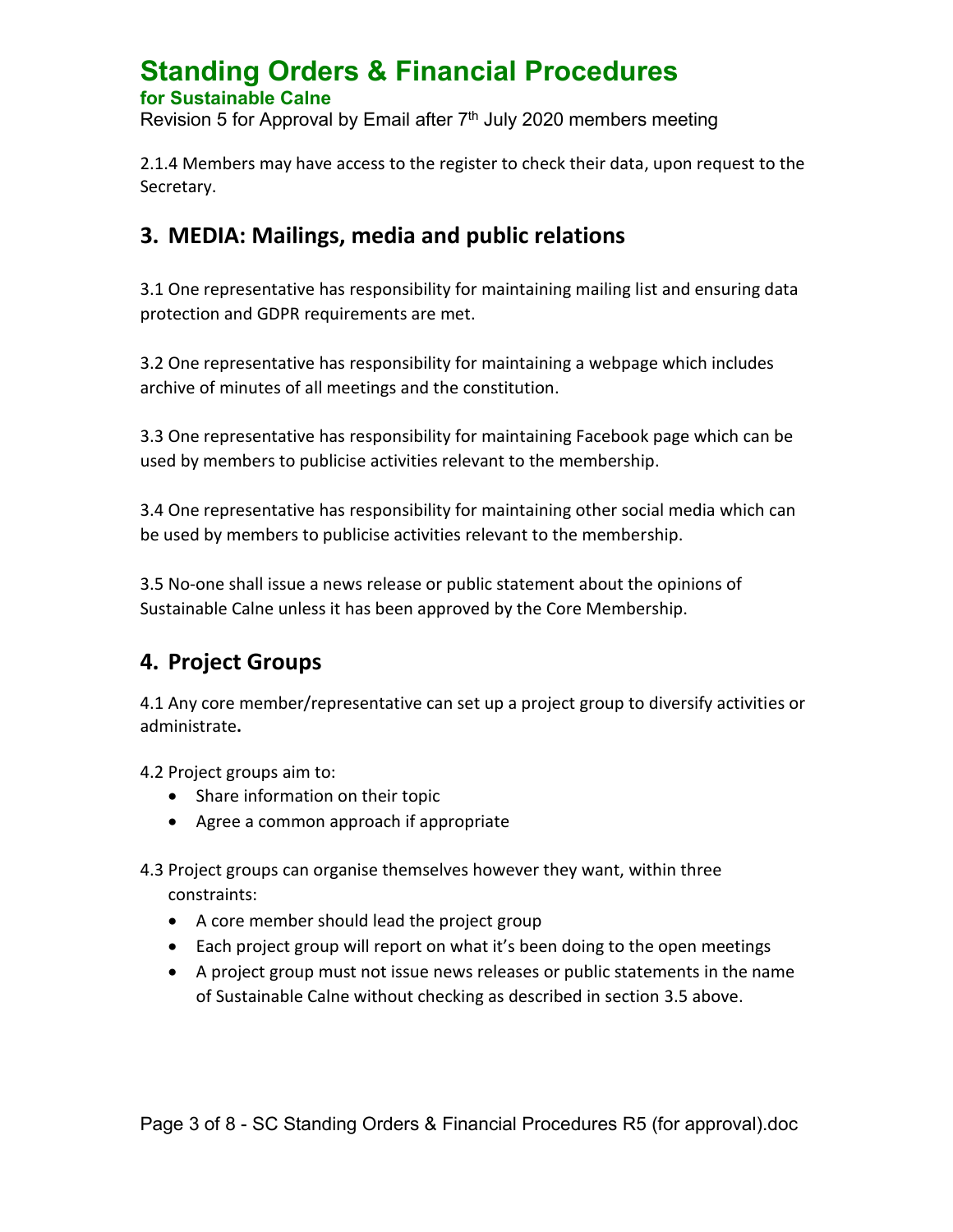2.1.4 Members may have access to the register to check their data, upon request to the Secretary.

## 3. MEDIA: Mailings, media and public relations

3.1 One representative has responsibility for maintaining mailing list and ensuring data protection and GDPR requirements are met.

3.2 One representative has responsibility for maintaining a webpage which includes archive of minutes of all meetings and the constitution.

3.3 One representative has responsibility for maintaining Facebook page which can be used by members to publicise activities relevant to the membership.

3.4 One representative has responsibility for maintaining other social media which can be used by members to publicise activities relevant to the membership.

3.5 No-one shall issue a news release or public statement about the opinions of Sustainable Calne unless it has been approved by the Core Membership.

## 4. Project Groups

4.1 Any core member/representative can set up a project group to diversify activities or administrate**.**

4.2 Project groups aim to:

- Share information on their topic
- Agree a common approach if appropriate

4.3 Project groups can organise themselves however they want, within three constraints:

- A core member should lead the project group
- Each project group will report on what it's been doing to the open meetings
- A project group must not issue news releases or public statements in the name of Sustainable Calne without checking as described in section 3.5 above.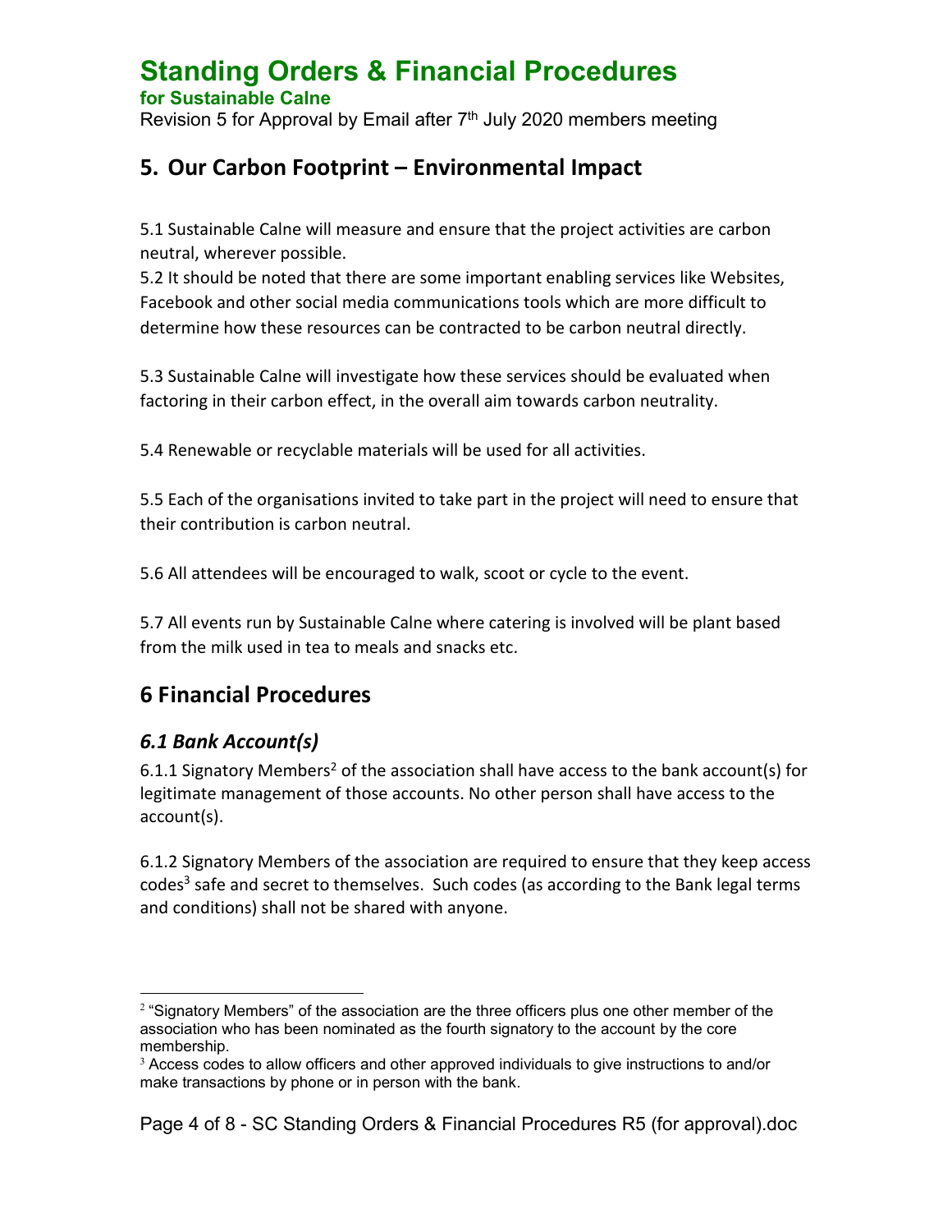## 5. Our Carbon Footprint – Environmental Impact

5.1 Sustainable Calne will measure and ensure that the project activities are carbon neutral, wherever possible.
5.2 It should be noted that there are some important enabling services like Websites, Facebook and other social media communications tools which are more difficult to determine how these resources can be contracted to be carbon neutral directly.

5.3 Sustainable Calne will investigate how these services should be evaluated when factoring in their carbon effect, in the overall aim towards carbon neutrality.

5.4 Renewable or recyclable materials will be used for all activities.

5.5 Each of the organisations invited to take part in the project will need to ensure that their contribution is carbon neutral.

5.6 All attendees will be encouraged to walk, scoot or cycle to the event.

5.7 All events run by Sustainable Calne where catering is involved will be plant based from the milk used in tea to meals and snacks etc.

## 6 Financial Procedures

### *6.1 Bank Account(s)*

6.1.1 Signatory Members[2] of the association shall have access to the bank account(s) for legitimate management of those accounts. No other person shall have access to the account(s).

6.1.2 Signatory Members of the association are required to ensure that they keep access codes[3] safe and secret to themselves. Such codes (as according to the Bank legal terms and conditions) shall not be shared with anyone.

---

[2] "Signatory Members" of the association are the three officers plus one other member of the association who has been nominated as the fourth signatory to the account by the core membership.

[3] Access codes to allow officers and other approved individuals to give instructions to and/or make transactions by phone or in person with the bank.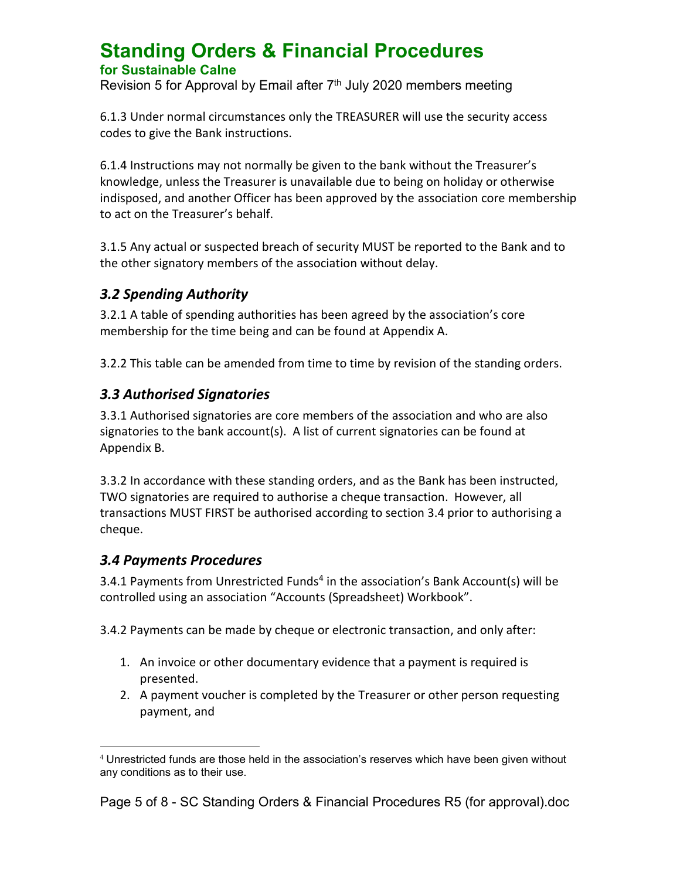6.1.3 Under normal circumstances only the TREASURER will use the security access codes to give the Bank instructions.

6.1.4 Instructions may not normally be given to the bank without the Treasurer's knowledge, unless the Treasurer is unavailable due to being on holiday or otherwise indisposed, and another Officer has been approved by the association core membership to act on the Treasurer's behalf.

3.1.5 Any actual or suspected breach of security MUST be reported to the Bank and to the other signatory members of the association without delay.

### *3.2 Spending Authority*

3.2.1 A table of spending authorities has been agreed by the association's core membership for the time being and can be found at Appendix A.

3.2.2 This table can be amended from time to time by revision of the standing orders.

### *3.3 Authorised Signatories*

3.3.1 Authorised signatories are core members of the association and who are also signatories to the bank account(s). A list of current signatories can be found at Appendix B.

3.3.2 In accordance with these standing orders, and as the Bank has been instructed, TWO signatories are required to authorise a cheque transaction. However, all transactions MUST FIRST be authorised according to section 3.4 prior to authorising a cheque.

### *3.4 Payments Procedures*

3.4.1 Payments from Unrestricted Funds[4] in the association's Bank Account(s) will be controlled using an association "Accounts (Spreadsheet) Workbook".

3.4.2 Payments can be made by cheque or electronic transaction, and only after:

1. An invoice or other documentary evidence that a payment is required is presented.
2. A payment voucher is completed by the Treasurer or other person requesting payment, and

[4] Unrestricted funds are those held in the association's reserves which have been given without any conditions as to their use.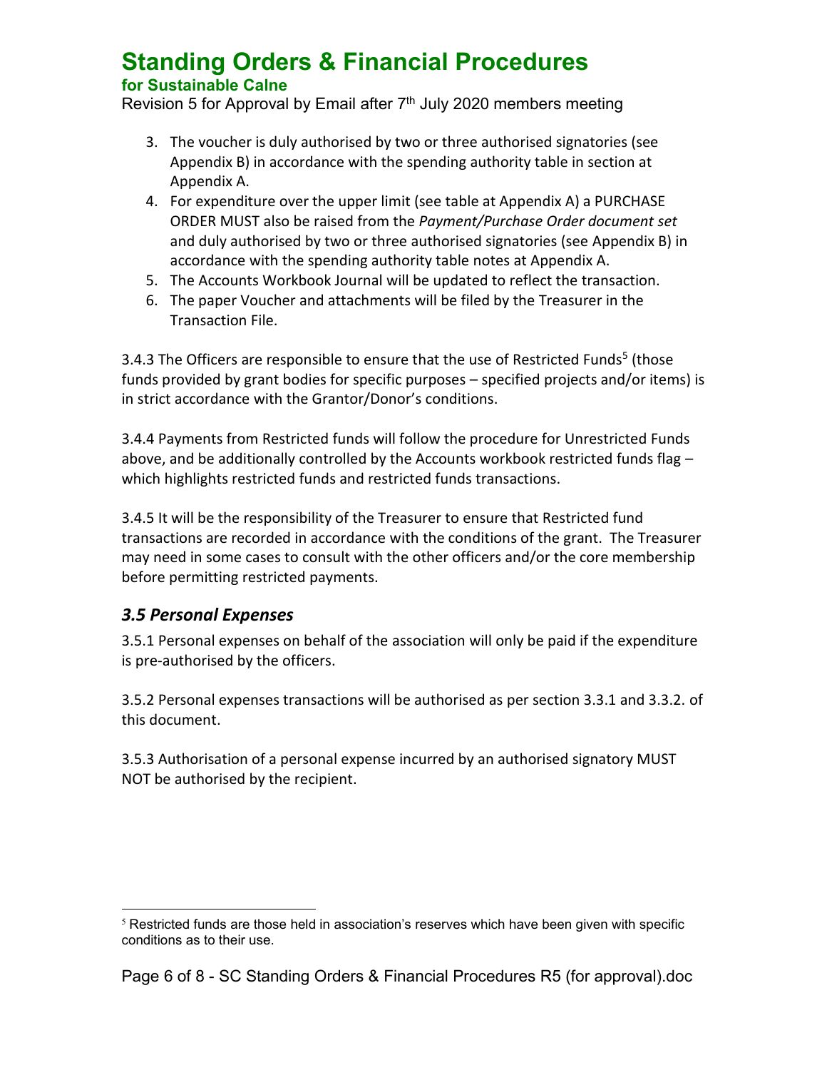3. The voucher is duly authorised by two or three authorised signatories (see Appendix B) in accordance with the spending authority table in section at Appendix A.
4. For expenditure over the upper limit (see table at Appendix A) a PURCHASE ORDER MUST also be raised from the *Payment/Purchase Order document set* and duly authorised by two or three authorised signatories (see Appendix B) in accordance with the spending authority table notes at Appendix A.
5. The Accounts Workbook Journal will be updated to reflect the transaction.
6. The paper Voucher and attachments will be filed by the Treasurer in the Transaction File.

3.4.3 The Officers are responsible to ensure that the use of Restricted Funds[5] (those funds provided by grant bodies for specific purposes – specified projects and/or items) is in strict accordance with the Grantor/Donor's conditions.

3.4.4 Payments from Restricted funds will follow the procedure for Unrestricted Funds above, and be additionally controlled by the Accounts workbook restricted funds flag – which highlights restricted funds and restricted funds transactions.

3.4.5 It will be the responsibility of the Treasurer to ensure that Restricted fund transactions are recorded in accordance with the conditions of the grant. The Treasurer may need in some cases to consult with the other officers and/or the core membership before permitting restricted payments.

### *3.5 Personal Expenses*

3.5.1 Personal expenses on behalf of the association will only be paid if the expenditure is pre-authorised by the officers.

3.5.2 Personal expenses transactions will be authorised as per section 3.3.1 and 3.3.2. of this document.

3.5.3 Authorisation of a personal expense incurred by an authorised signatory MUST NOT be authorised by the recipient.

---

[5] Restricted funds are those held in association's reserves which have been given with specific conditions as to their use.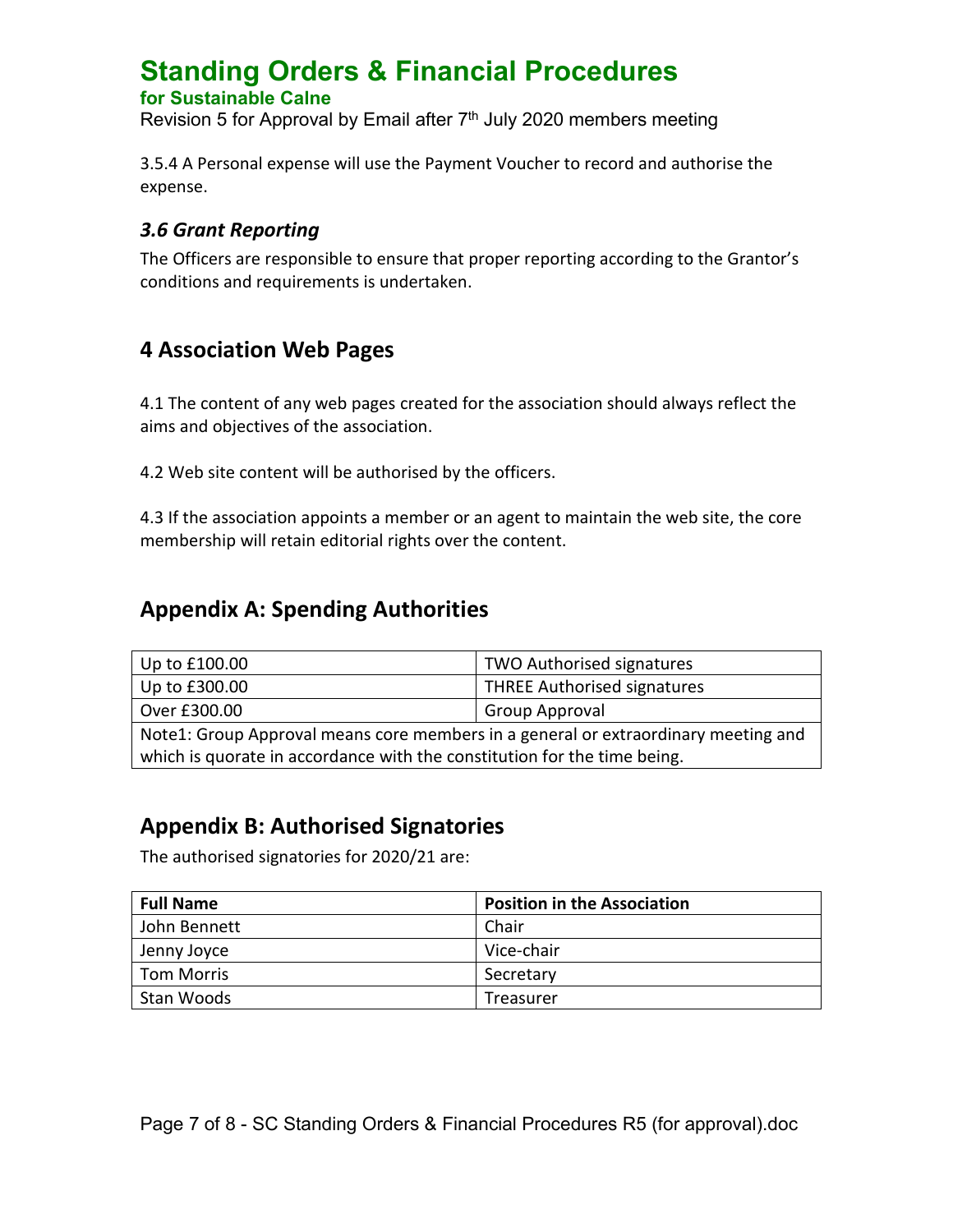3.5.4 A Personal expense will use the Payment Voucher to record and authorise the expense.

### *3.6 Grant Reporting*

The Officers are responsible to ensure that proper reporting according to the Grantor's conditions and requirements is undertaken.

## 4 Association Web Pages

4.1 The content of any web pages created for the association should always reflect the aims and objectives of the association.

4.2 Web site content will be authorised by the officers.

4.3 If the association appoints a member or an agent to maintain the web site, the core membership will retain editorial rights over the content.

## Appendix A: Spending Authorities

| | |
|---|---|
| Up to £100.00 | TWO Authorised signatures |
| Up to £300.00 | THREE Authorised signatures |
| Over £300.00 | Group Approval |
| Note1: Group Approval means core members in a general or extraordinary meeting and which is quorate in accordance with the constitution for the time being. | |

## Appendix B: Authorised Signatories

The authorised signatories for 2020/21 are:

| **Full Name** | **Position in the Association** |
|---|---|
| John Bennett | Chair |
| Jenny Joyce | Vice-chair |
| Tom Morris | Secretary |
| Stan Woods | Treasurer |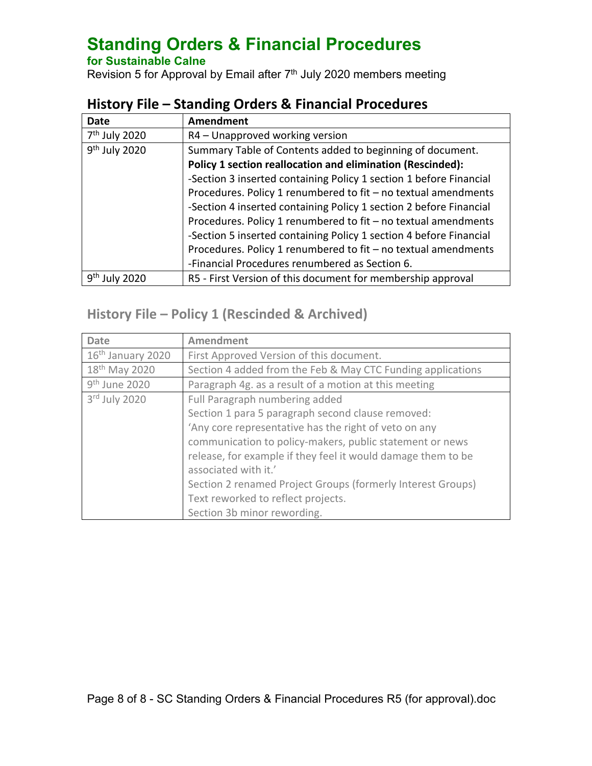# Standing Orders & Financial Procedures

**for Sustainable Calne**

Revision 5 for Approval by Email after 7th July 2020 members meeting

## History File – Standing Orders & Financial Procedures

| Date | Amendment |
|---|---|
| 7th July 2020 | R4 – Unapproved working version |
| 9th July 2020 | Summary Table of Contents added to beginning of document.<br>**Policy 1 section reallocation and elimination (Rescinded):**<br>-Section 3 inserted containing Policy 1 section 1 before Financial Procedures. Policy 1 renumbered to fit – no textual amendments<br>-Section 4 inserted containing Policy 1 section 2 before Financial Procedures. Policy 1 renumbered to fit – no textual amendments<br>-Section 5 inserted containing Policy 1 section 4 before Financial Procedures. Policy 1 renumbered to fit – no textual amendments<br>-Financial Procedures renumbered as Section 6. |
| 9th July 2020 | R5 - First Version of this document for membership approval |

## History File – Policy 1 (Rescinded & Archived)

| Date | Amendment |
|---|---|
| 16th January 2020 | First Approved Version of this document. |
| 18th May 2020 | Section 4 added from the Feb & May CTC Funding applications |
| 9th June 2020 | Paragraph 4g. as a result of a motion at this meeting |
| 3rd July 2020 | Full Paragraph numbering added<br>Section 1 para 5 paragraph second clause removed:<br>'Any core representative has the right of veto on any communication to policy-makers, public statement or news release, for example if they feel it would damage them to be associated with it.'<br>Section 2 renamed Project Groups (formerly Interest Groups)<br>Text reworked to reflect projects.<br>Section 3b minor rewording. |